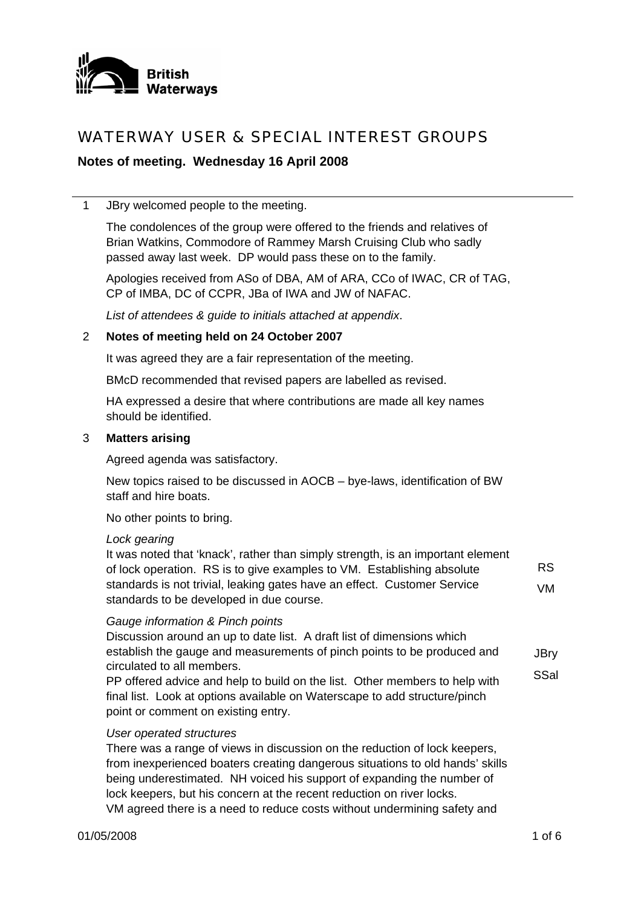British Waterways

# WATERWAY USER & SPECIAL INTEREST GROUPS

**Notes of meeting. Wednesday 16 April 2008**

1 JBry welcomed people to the meeting.

The condolences of the group were offered to the friends and relatives of Brian Watkins, Commodore of Rammey Marsh Cruising Club who sadly passed away last week. DP would pass these on to the family.

Apologies received from ASo of DBA, AM of ARA, CCo of IWAC, CR of TAG, CP of IMBA, DC of CCPR, JBa of IWA and JW of NAFAC.

*List of attendees & guide to initials attached at appendix*.

2 **Notes of meeting held on 24 October 2007**

It was agreed they are a fair representation of the meeting.

BMcD recommended that revised papers are labelled as revised.

HA expressed a desire that where contributions are made all key names should be identified.

3 **Matters arising**

Agreed agenda was satisfactory.

New topics raised to be discussed in AOCB – bye-laws, identification of BW staff and hire boats.

No other points to bring.

*Lock gearing*

It was noted that 'knack', rather than simply strength, is an important element of lock operation. RS is to give examples to VM. Establishing absolute standards is not trivial, leaking gates have an effect. Customer Service standards to be developed in due course.

RS

VM

*Gauge information & Pinch points*

Discussion around an up to date list. A draft list of dimensions which establish the gauge and measurements of pinch points to be produced and circulated to all members.

PP offered advice and help to build on the list. Other members to help with final list. Look at options available on Waterscape to add structure/pinch point or comment on existing entry.

JBry

SSal

*User operated structures*

There was a range of views in discussion on the reduction of lock keepers, from inexperienced boaters creating dangerous situations to old hands' skills being underestimated. NH voiced his support of expanding the number of lock keepers, but his concern at the recent reduction on river locks.

VM agreed there is a need to reduce costs without undermining safety and

01/05/2008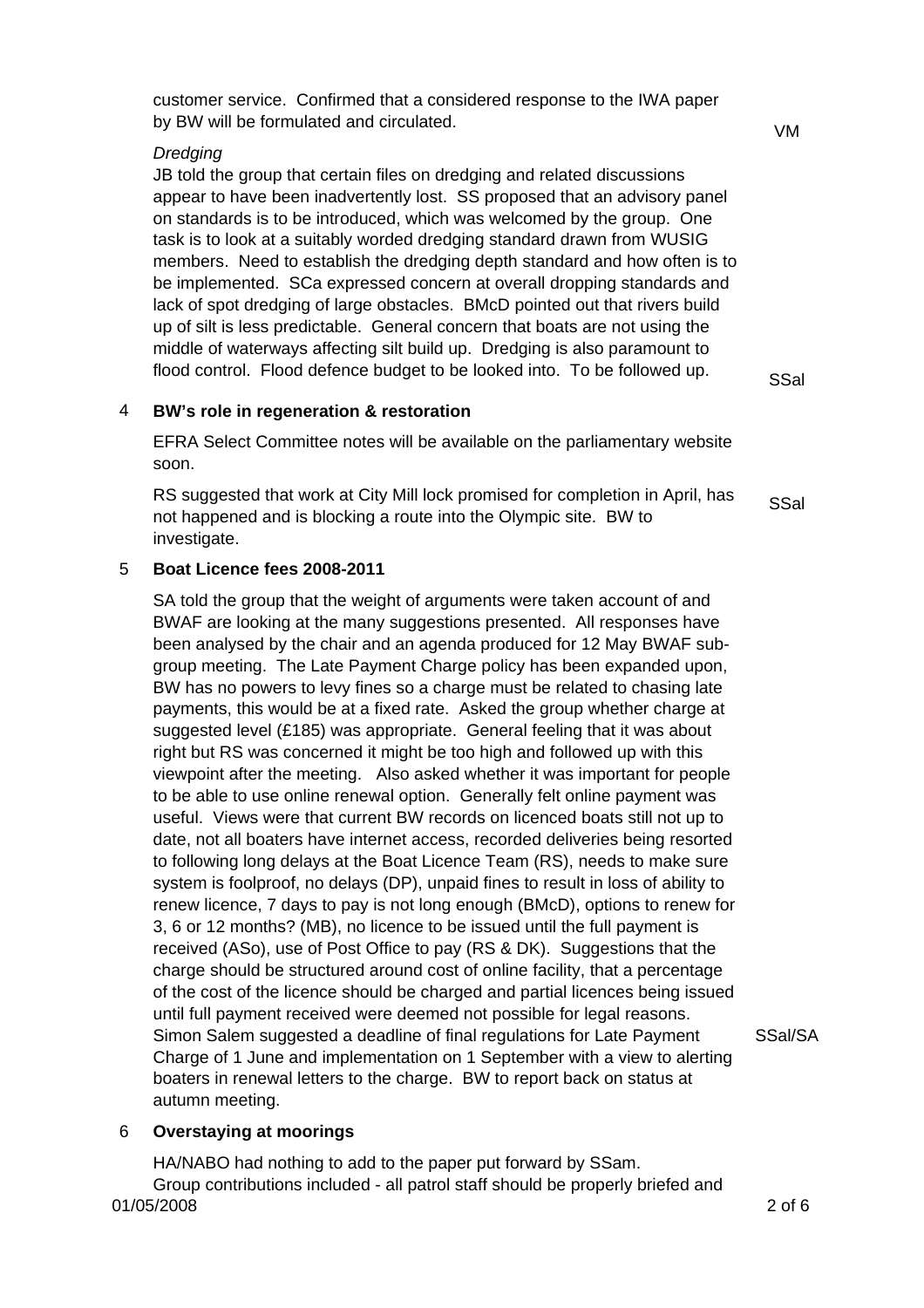customer service. Confirmed that a considered response to the IWA paper by BW will be formulated and circulated. VM

*Dredging*

JB told the group that certain files on dredging and related discussions appear to have been inadvertently lost. SS proposed that an advisory panel on standards is to be introduced, which was welcomed by the group. One task is to look at a suitably worded dredging standard drawn from WUSIG members. Need to establish the dredging depth standard and how often is to be implemented. SCa expressed concern at overall dropping standards and lack of spot dredging of large obstacles. BMcD pointed out that rivers build up of silt is less predictable. General concern that boats are not using the middle of waterways affecting silt build up. Dredging is also paramount to flood control. Flood defence budget to be looked into. To be followed up. SSal

## 4 BW's role in regeneration & restoration

EFRA Select Committee notes will be available on the parliamentary website soon.

RS suggested that work at City Mill lock promised for completion in April, has not happened and is blocking a route into the Olympic site. BW to investigate. SSal

## 5 Boat Licence fees 2008-2011

SA told the group that the weight of arguments were taken account of and BWAF are looking at the many suggestions presented. All responses have been analysed by the chair and an agenda produced for 12 May BWAF sub-group meeting. The Late Payment Charge policy has been expanded upon, BW has no powers to levy fines so a charge must be related to chasing late payments, this would be at a fixed rate. Asked the group whether charge at suggested level (£185) was appropriate. General feeling that it was about right but RS was concerned it might be too high and followed up with this viewpoint after the meeting. Also asked whether it was important for people to be able to use online renewal option. Generally felt online payment was useful. Views were that current BW records on licenced boats still not up to date, not all boaters have internet access, recorded deliveries being resorted to following long delays at the Boat Licence Team (RS), needs to make sure system is foolproof, no delays (DP), unpaid fines to result in loss of ability to renew licence, 7 days to pay is not long enough (BMcD), options to renew for 3, 6 or 12 months? (MB), no licence to be issued until the full payment is received (ASo), use of Post Office to pay (RS & DK). Suggestions that the charge should be structured around cost of online facility, that a percentage of the cost of the licence should be charged and partial licences being issued until full payment received were deemed not possible for legal reasons. Simon Salem suggested a deadline of final regulations for Late Payment Charge of 1 June and implementation on 1 September with a view to alerting boaters in renewal letters to the charge. BW to report back on status at autumn meeting. SSal/SA

## 6 Overstaying at moorings

HA/NABO had nothing to add to the paper put forward by SSam.

Group contributions included - all patrol staff should be properly briefed and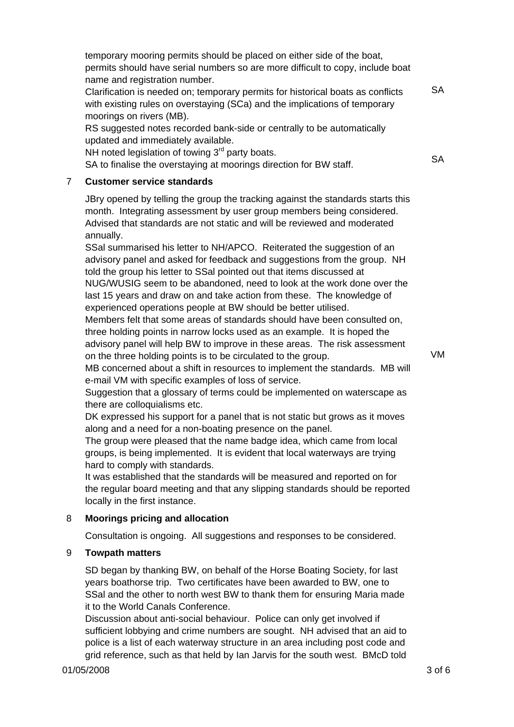temporary mooring permits should be placed on either side of the boat, permits should have serial numbers so are more difficult to copy, include boat name and registration number.

Clarification is needed on; temporary permits for historical boats as conflicts with existing rules on overstaying (SCa) and the implications of temporary moorings on rivers (MB). **SA**

RS suggested notes recorded bank-side or centrally to be automatically updated and immediately available.

NH noted legislation of towing 3rd party boats.

SA to finalise the overstaying at moorings direction for BW staff. **SA**

## 7 Customer service standards

JBry opened by telling the group the tracking against the standards starts this month. Integrating assessment by user group members being considered. Advised that standards are not static and will be reviewed and moderated annually.

SSal summarised his letter to NH/APCO. Reiterated the suggestion of an advisory panel and asked for feedback and suggestions from the group. NH told the group his letter to SSal pointed out that items discussed at NUG/WUSIG seem to be abandoned, need to look at the work done over the last 15 years and draw on and take action from these. The knowledge of experienced operations people at BW should be better utilised.

Members felt that some areas of standards should have been consulted on, three holding points in narrow locks used as an example. It is hoped the advisory panel will help BW to improve in these areas. The risk assessment on the three holding points is to be circulated to the group. **VM**

MB concerned about a shift in resources to implement the standards. MB will e-mail VM with specific examples of loss of service.

Suggestion that a glossary of terms could be implemented on waterscape as there are colloquialisms etc.

DK expressed his support for a panel that is not static but grows as it moves along and a need for a non-boating presence on the panel.

The group were pleased that the name badge idea, which came from local groups, is being implemented. It is evident that local waterways are trying hard to comply with standards.

It was established that the standards will be measured and reported on for the regular board meeting and that any slipping standards should be reported locally in the first instance.

## 8 Moorings pricing and allocation

Consultation is ongoing. All suggestions and responses to be considered.

## 9 Towpath matters

SD began by thanking BW, on behalf of the Horse Boating Society, for last years boathorse trip. Two certificates have been awarded to BW, one to SSal and the other to north west BW to thank them for ensuring Maria made it to the World Canals Conference.

Discussion about anti-social behaviour. Police can only get involved if sufficient lobbying and crime numbers are sought. NH advised that an aid to police is a list of each waterway structure in an area including post code and grid reference, such as that held by Ian Jarvis for the south west. BMcD told

01/05/2008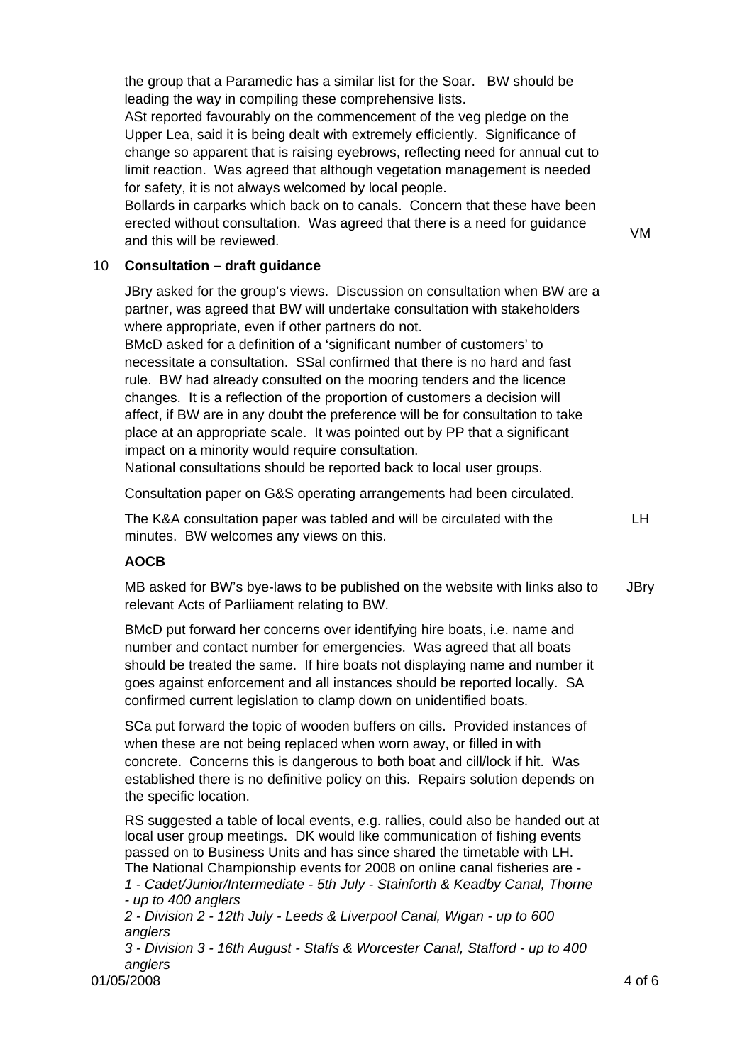the group that a Paramedic has a similar list for the Soar. BW should be leading the way in compiling these comprehensive lists.
ASt reported favourably on the commencement of the veg pledge on the Upper Lea, said it is being dealt with extremely efficiently. Significance of change so apparent that is raising eyebrows, reflecting need for annual cut to limit reaction. Was agreed that although vegetation management is needed for safety, it is not always welcomed by local people.
Bollards in carparks which back on to canals. Concern that these have been erected without consultation. Was agreed that there is a need for guidance and this will be reviewed. VM

## 10 Consultation – draft guidance

JBry asked for the group's views. Discussion on consultation when BW are a partner, was agreed that BW will undertake consultation with stakeholders where appropriate, even if other partners do not.
BMcD asked for a definition of a 'significant number of customers' to necessitate a consultation. SSal confirmed that there is no hard and fast rule. BW had already consulted on the mooring tenders and the licence changes. It is a reflection of the proportion of customers a decision will affect, if BW are in any doubt the preference will be for consultation to take place at an appropriate scale. It was pointed out by PP that a significant impact on a minority would require consultation.
National consultations should be reported back to local user groups.

Consultation paper on G&S operating arrangements had been circulated.

The K&A consultation paper was tabled and will be circulated with the minutes. BW welcomes any views on this. LH

## AOCB

MB asked for BW's bye-laws to be published on the website with links also to relevant Acts of Parliiament relating to BW. JBry

BMcD put forward her concerns over identifying hire boats, i.e. name and number and contact number for emergencies. Was agreed that all boats should be treated the same. If hire boats not displaying name and number it goes against enforcement and all instances should be reported locally. SA confirmed current legislation to clamp down on unidentified boats.

SCa put forward the topic of wooden buffers on cills. Provided instances of when these are not being replaced when worn away, or filled in with concrete. Concerns this is dangerous to both boat and cill/lock if hit. Was established there is no definitive policy on this. Repairs solution depends on the specific location.

RS suggested a table of local events, e.g. rallies, could also be handed out at local user group meetings. DK would like communication of fishing events passed on to Business Units and has since shared the timetable with LH. The National Championship events for 2008 on online canal fisheries are -
*1 - Cadet/Junior/Intermediate - 5th July - Stainforth & Keadby Canal, Thorne - up to 400 anglers*
*2 - Division 2 - 12th July - Leeds & Liverpool Canal, Wigan - up to 600 anglers*
*3 - Division 3 - 16th August - Staffs & Worcester Canal, Stafford - up to 400 anglers*

01/05/2008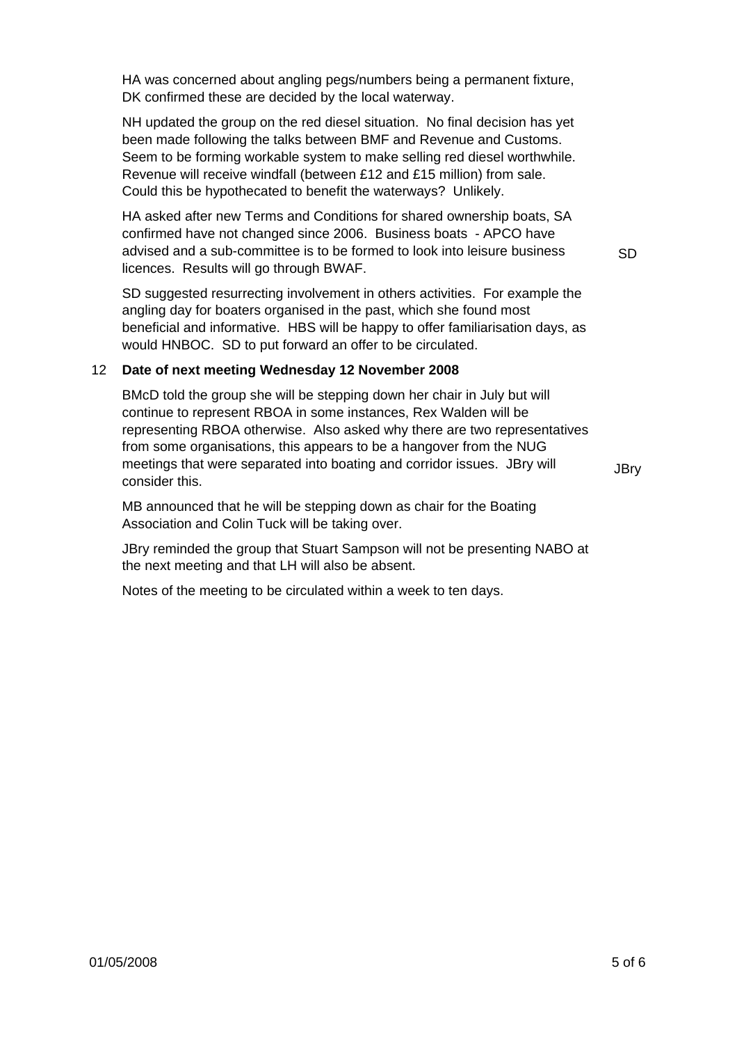HA was concerned about angling pegs/numbers being a permanent fixture, DK confirmed these are decided by the local waterway.

NH updated the group on the red diesel situation. No final decision has yet been made following the talks between BMF and Revenue and Customs. Seem to be forming workable system to make selling red diesel worthwhile. Revenue will receive windfall (between £12 and £15 million) from sale. Could this be hypothecated to benefit the waterways? Unlikely.

HA asked after new Terms and Conditions for shared ownership boats, SA confirmed have not changed since 2006. Business boats - APCO have advised and a sub-committee is to be formed to look into leisure business licences. Results will go through BWAF. **SD**

SD suggested resurrecting involvement in others activities. For example the angling day for boaters organised in the past, which she found most beneficial and informative. HBS will be happy to offer familiarisation days, as would HNBOC. SD to put forward an offer to be circulated.

## 12 Date of next meeting Wednesday 12 November 2008

BMcD told the group she will be stepping down her chair in July but will continue to represent RBOA in some instances, Rex Walden will be representing RBOA otherwise. Also asked why there are two representatives from some organisations, this appears to be a hangover from the NUG meetings that were separated into boating and corridor issues. JBry will consider this. **JBry**

MB announced that he will be stepping down as chair for the Boating Association and Colin Tuck will be taking over.

JBry reminded the group that Stuart Sampson will not be presenting NABO at the next meeting and that LH will also be absent.

Notes of the meeting to be circulated within a week to ten days.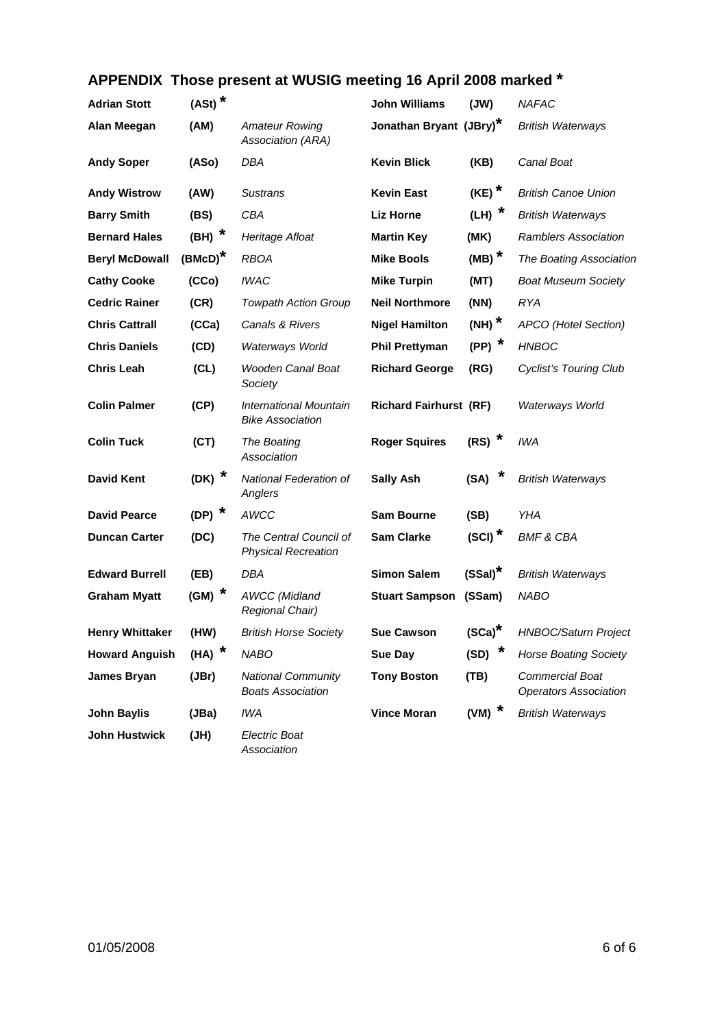## APPENDIX Those present at WUSIG meeting 16 April 2008 marked *

| | | | | | |
|---|---|---|---|---|---|
| **Adrian Stott** | **(ASt) *** | | **John Williams** | **(JW)** | *NAFAC* |
| **Alan Meegan** | **(AM)** | *Amateur Rowing Association (ARA)* | **Jonathan Bryant** | **(JBry)*** | *British Waterways* |
| **Andy Soper** | **(ASo)** | *DBA* | **Kevin Blick** | **(KB)** | *Canal Boat* |
| **Andy Wistrow** | **(AW)** | *Sustrans* | **Kevin East** | **(KE) *** | *British Canoe Union* |
| **Barry Smith** | **(BS)** | *CBA* | **Liz Horne** | **(LH) *** | *British Waterways* |
| **Bernard Hales** | **(BH) *** | *Heritage Afloat* | **Martin Key** | **(MK)** | *Ramblers Association* |
| **Beryl McDowall** | **(BMcD)*** | *RBOA* | **Mike Bools** | **(MB) *** | *The Boating Association* |
| **Cathy Cooke** | **(CCo)** | *IWAC* | **Mike Turpin** | **(MT)** | *Boat Museum Society* |
| **Cedric Rainer** | **(CR)** | *Towpath Action Group* | **Neil Northmore** | **(NN)** | *RYA* |
| **Chris Cattrall** | **(CCa)** | *Canals & Rivers* | **Nigel Hamilton** | **(NH) *** | *APCO (Hotel Section)* |
| **Chris Daniels** | **(CD)** | *Waterways World* | **Phil Prettyman** | **(PP) *** | *HNBOC* |
| **Chris Leah** | **(CL)** | *Wooden Canal Boat Society* | **Richard George** | **(RG)** | *Cyclist's Touring Club* |
| **Colin Palmer** | **(CP)** | *International Mountain Bike Association* | **Richard Fairhurst** | **(RF)** | *Waterways World* |
| **Colin Tuck** | **(CT)** | *The Boating Association* | **Roger Squires** | **(RS) *** | *IWA* |
| **David Kent** | **(DK) *** | *National Federation of Anglers* | **Sally Ash** | **(SA) *** | *British Waterways* |
| **David Pearce** | **(DP) *** | *AWCC* | **Sam Bourne** | **(SB)** | *YHA* |
| **Duncan Carter** | **(DC)** | *The Central Council of Physical Recreation* | **Sam Clarke** | **(SCl) *** | *BMF & CBA* |
| **Edward Burrell** | **(EB)** | *DBA* | **Simon Salem** | **(SSal)*** | *British Waterways* |
| **Graham Myatt** | **(GM) *** | *AWCC (Midland Regional Chair)* | **Stuart Sampson** | **(SSam)** | *NABO* |
| **Henry Whittaker** | **(HW)** | *British Horse Society* | **Sue Cawson** | **(SCa)*** | *HNBOC/Saturn Project* |
| **Howard Anguish** | **(HA) *** | *NABO* | **Sue Day** | **(SD) *** | *Horse Boating Society* |
| **James Bryan** | **(JBr)** | *National Community Boats Association* | **Tony Boston** | **(TB)** | *Commercial Boat Operators Association* |
| **John Baylis** | **(JBa)** | *IWA* | **Vince Moran** | **(VM) *** | *British Waterways* |
| **John Hustwick** | **(JH)** | *Electric Boat Association* | | | |